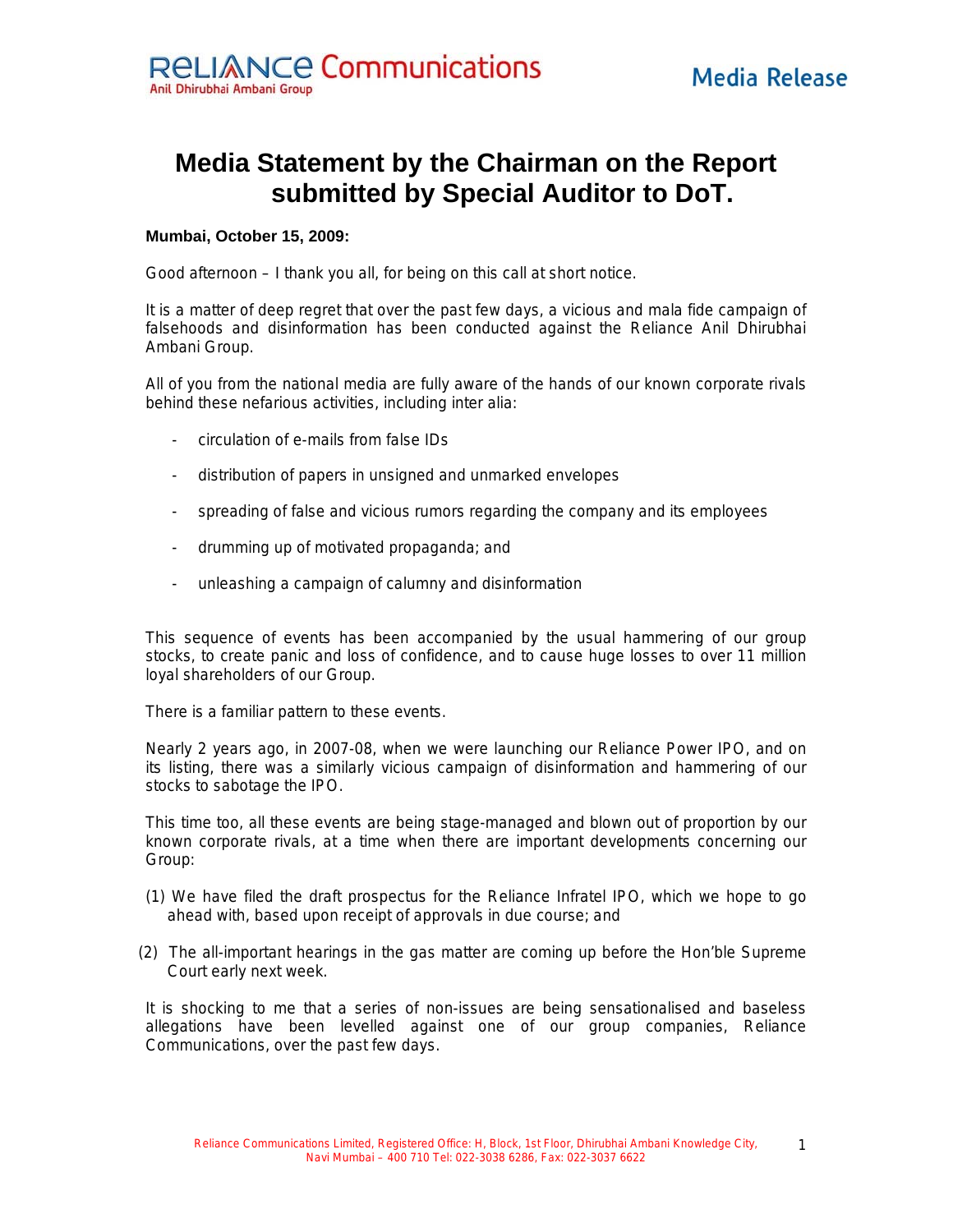# Media Statement by the Chairman on the Report submitted by Special Auditor to DoT.

**Mumbai, October 15, 2009:**

Good afternoon – I thank you all, for being on this call at short notice.

It is a matter of deep regret that over the past few days, a vicious and mala fide campaign of falsehoods and disinformation has been conducted against the Reliance Anil Dhirubhai Ambani Group.

All of you from the national media are fully aware of the hands of our known corporate rivals behind these nefarious activities, including inter alia:

- circulation of e-mails from false IDs
- distribution of papers in unsigned and unmarked envelopes
- spreading of false and vicious rumors regarding the company and its employees
- drumming up of motivated propaganda; and
- unleashing a campaign of calumny and disinformation

This sequence of events has been accompanied by the usual hammering of our group stocks, to create panic and loss of confidence, and to cause huge losses to over 11 million loyal shareholders of our Group.

There is a familiar pattern to these events.

Nearly 2 years ago, in 2007-08, when we were launching our Reliance Power IPO, and on its listing, there was a similarly vicious campaign of disinformation and hammering of our stocks to sabotage the IPO.

This time too, all these events are being stage-managed and blown out of proportion by our known corporate rivals, at a time when there are important developments concerning our Group:

(1) We have filed the draft prospectus for the Reliance Infratel IPO, which we hope to go ahead with, based upon receipt of approvals in due course; and

(2) The all-important hearings in the gas matter are coming up before the Hon'ble Supreme Court early next week.

It is shocking to me that a series of non-issues are being sensationalised and baseless allegations have been levelled against one of our group companies, Reliance Communications, over the past few days.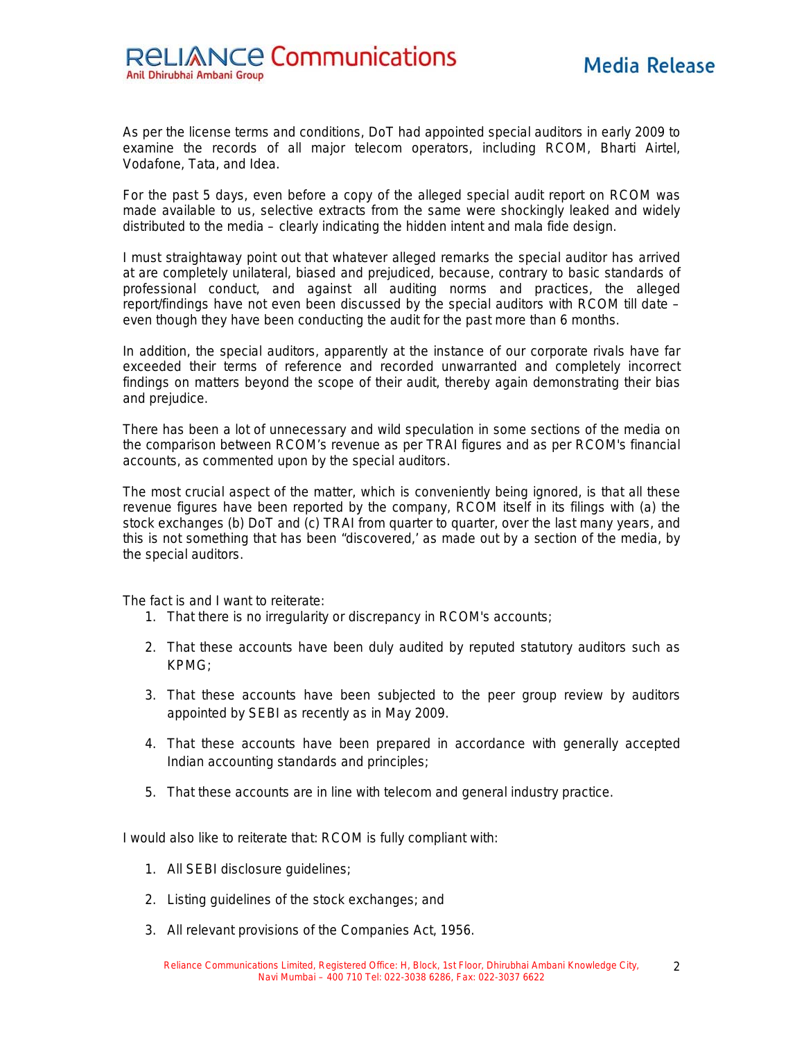As per the license terms and conditions, DoT had appointed special auditors in early 2009 to examine the records of all major telecom operators, including RCOM, Bharti Airtel, Vodafone, Tata, and Idea.

For the past 5 days, even before a copy of the alleged special audit report on RCOM was made available to us, selective extracts from the same were shockingly leaked and widely distributed to the media – clearly indicating the hidden intent and mala fide design.

I must straightaway point out that whatever alleged remarks the special auditor has arrived at are completely unilateral, biased and prejudiced, because, contrary to basic standards of professional conduct, and against all auditing norms and practices, the alleged report/findings have not even been discussed by the special auditors with RCOM till date – even though they have been conducting the audit for the past more than 6 months.

In addition, the special auditors, apparently at the instance of our corporate rivals have far exceeded their terms of reference and recorded unwarranted and completely incorrect findings on matters beyond the scope of their audit, thereby again demonstrating their bias and prejudice.

There has been a lot of unnecessary and wild speculation in some sections of the media on the comparison between RCOM's revenue as per TRAI figures and as per RCOM's financial accounts, as commented upon by the special auditors.

The most crucial aspect of the matter, which is conveniently being ignored, is that all these revenue figures have been reported by the company, RCOM itself in its filings with (a) the stock exchanges (b) DoT and (c) TRAI from quarter to quarter, over the last many years, and this is not something that has been "discovered,' as made out by a section of the media, by the special auditors.

The fact is and I want to reiterate:

1. That there is no irregularity or discrepancy in RCOM's accounts;
2. That these accounts have been duly audited by reputed statutory auditors such as KPMG;
3. That these accounts have been subjected to the peer group review by auditors appointed by SEBI as recently as in May 2009.
4. That these accounts have been prepared in accordance with generally accepted Indian accounting standards and principles;
5. That these accounts are in line with telecom and general industry practice.

I would also like to reiterate that: RCOM is fully compliant with:

1. All SEBI disclosure guidelines;
2. Listing guidelines of the stock exchanges; and
3. All relevant provisions of the Companies Act, 1956.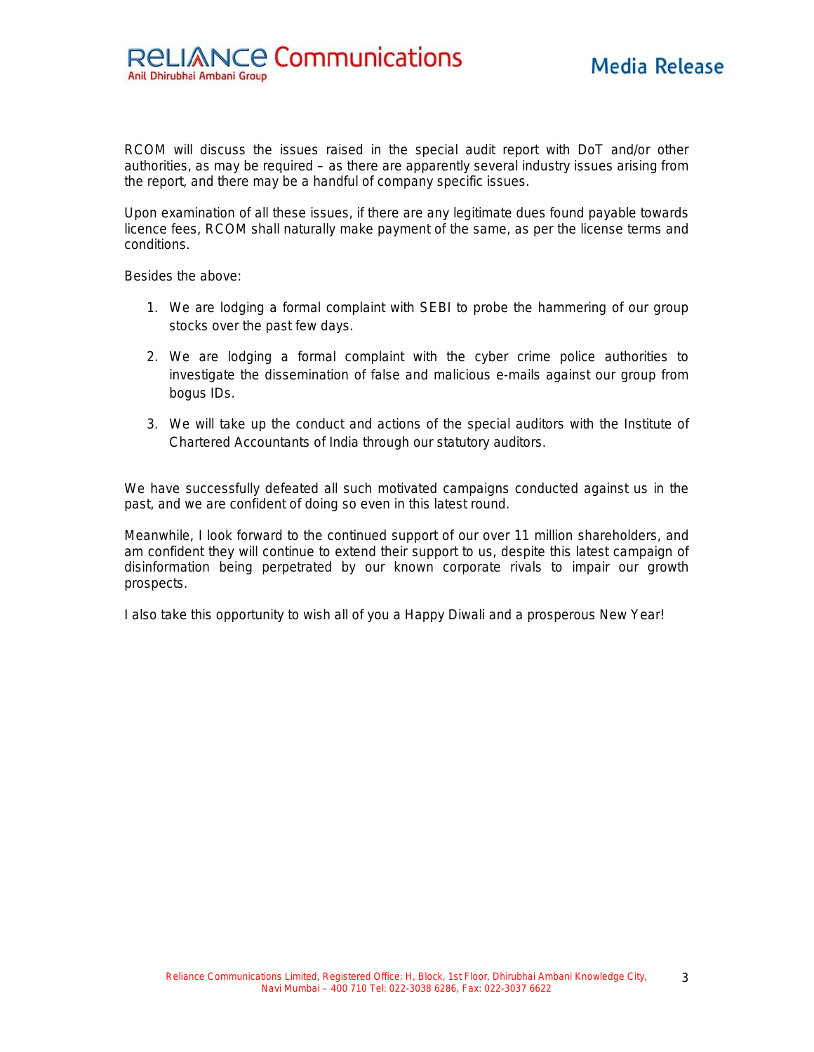RCOM will discuss the issues raised in the special audit report with DoT and/or other authorities, as may be required – as there are apparently several industry issues arising from the report, and there may be a handful of company specific issues.

Upon examination of all these issues, if there are any legitimate dues found payable towards licence fees, RCOM shall naturally make payment of the same, as per the license terms and conditions.

Besides the above:

1. We are lodging a formal complaint with SEBI to probe the hammering of our group stocks over the past few days.

2. We are lodging a formal complaint with the cyber crime police authorities to investigate the dissemination of false and malicious e-mails against our group from bogus IDs.

3. We will take up the conduct and actions of the special auditors with the Institute of Chartered Accountants of India through our statutory auditors.

We have successfully defeated all such motivated campaigns conducted against us in the past, and we are confident of doing so even in this latest round.

Meanwhile, I look forward to the continued support of our over 11 million shareholders, and am confident they will continue to extend their support to us, despite this latest campaign of disinformation being perpetrated by our known corporate rivals to impair our growth prospects.

I also take this opportunity to wish all of you a Happy Diwali and a prosperous New Year!